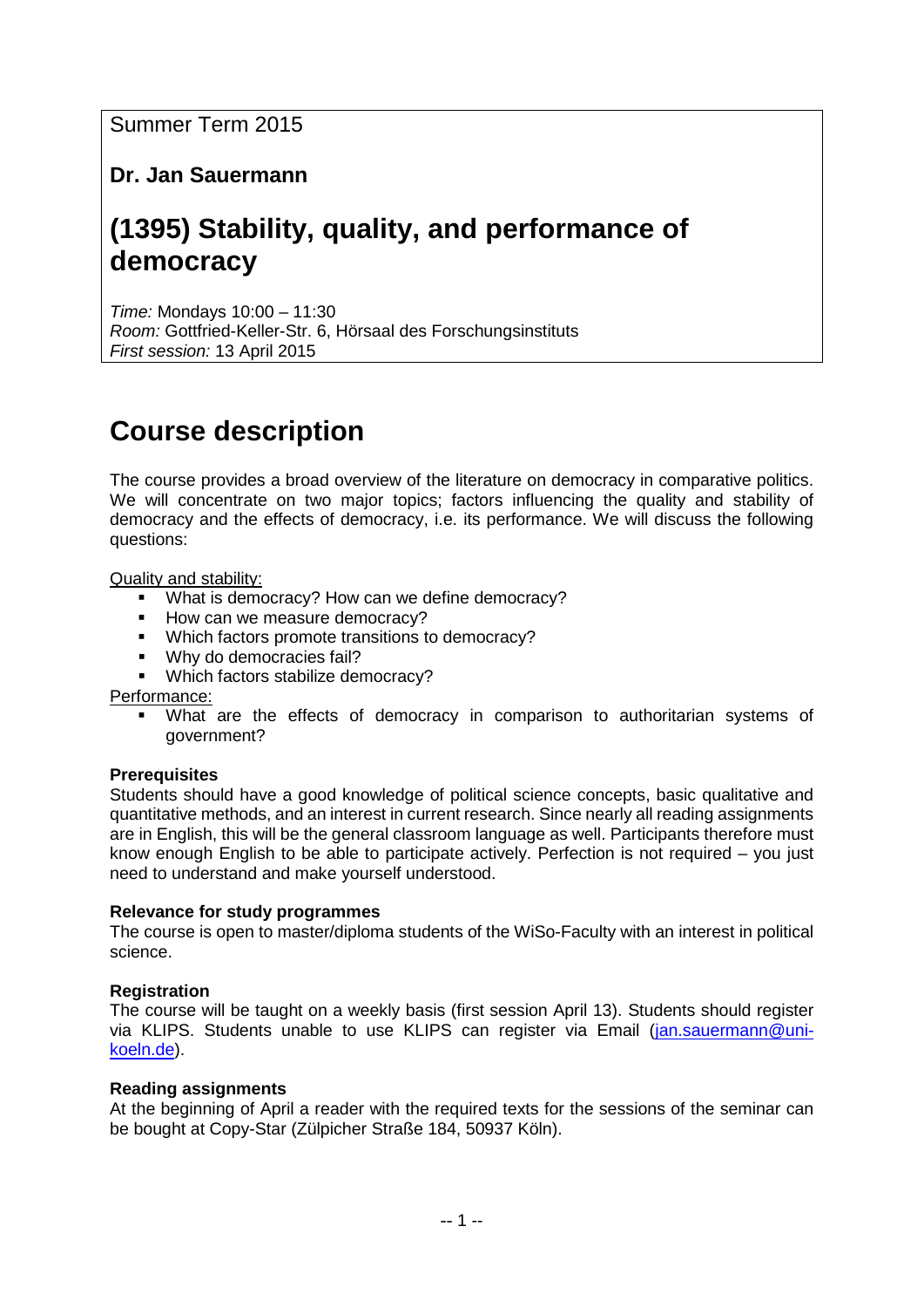Summer Term 2015

**Dr. Jan Sauermann**

# (1395) Stability, quality, and performance of democracy

*Time:* Mondays 10:00 – 11:30
*Room:* Gottfried-Keller-Str. 6, Hörsaal des Forschungsinstituts
*First session:* 13 April 2015

# Course description

The course provides a broad overview of the literature on democracy in comparative politics. We will concentrate on two major topics; factors influencing the quality and stability of democracy and the effects of democracy, i.e. its performance. We will discuss the following questions:

Quality and stability:

- What is democracy? How can we define democracy?
- How can we measure democracy?
- Which factors promote transitions to democracy?
- Why do democracies fail?
- Which factors stabilize democracy?

Performance:

- What are the effects of democracy in comparison to authoritarian systems of government?

**Prerequisites**

Students should have a good knowledge of political science concepts, basic qualitative and quantitative methods, and an interest in current research. Since nearly all reading assignments are in English, this will be the general classroom language as well. Participants therefore must know enough English to be able to participate actively. Perfection is not required – you just need to understand and make yourself understood.

**Relevance for study programmes**

The course is open to master/diploma students of the WiSo-Faculty with an interest in political science.

**Registration**

The course will be taught on a weekly basis (first session April 13). Students should register via KLIPS. Students unable to use KLIPS can register via Email (jan.sauermann@uni-koeln.de).

**Reading assignments**

At the beginning of April a reader with the required texts for the sessions of the seminar can be bought at Copy-Star (Zülpicher Straße 184, 50937 Köln).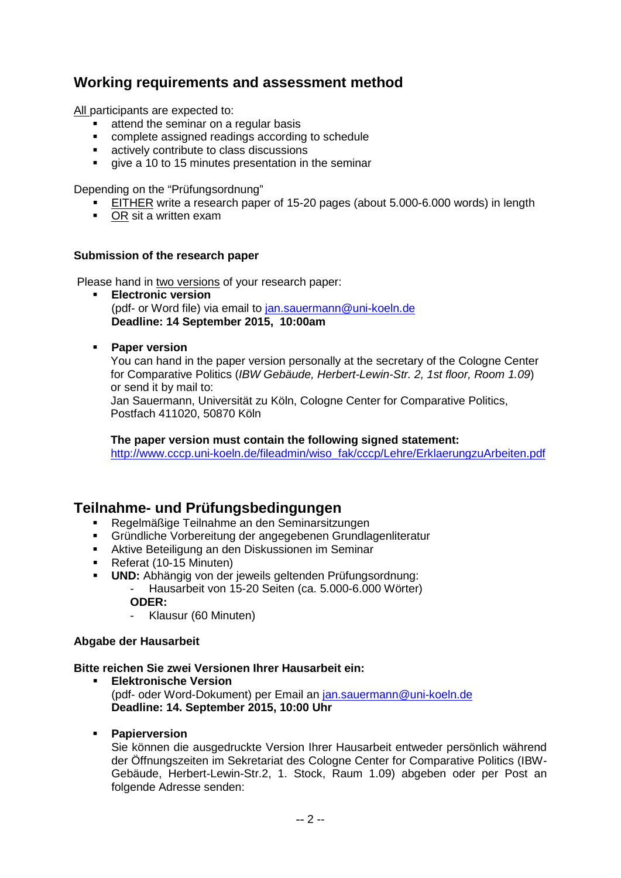## Working requirements and assessment method

All participants are expected to:

- attend the seminar on a regular basis
- complete assigned readings according to schedule
- actively contribute to class discussions
- give a 10 to 15 minutes presentation in the seminar

Depending on the "Prüfungsordnung"

- EITHER write a research paper of 15-20 pages (about 5.000-6.000 words) in length
- OR sit a written exam

#### Submission of the research paper

Please hand in two versions of your research paper:

- **Electronic version**
  (pdf- or Word file) via email to jan.sauermann@uni-koeln.de
  **Deadline: 14 September 2015, 10:00am**

- **Paper version**
  You can hand in the paper version personally at the secretary of the Cologne Center for Comparative Politics (*IBW Gebäude, Herbert-Lewin-Str. 2, 1st floor, Room 1.09*) or send it by mail to:
  Jan Sauermann, Universität zu Köln, Cologne Center for Comparative Politics, Postfach 411020, 50870 Köln

  **The paper version must contain the following signed statement:**
  http://www.cccp.uni-koeln.de/fileadmin/wiso_fak/cccp/Lehre/ErklaerungzuArbeiten.pdf

## Teilnahme- und Prüfungsbedingungen

- Regelmäßige Teilnahme an den Seminarsitzungen
- Gründliche Vorbereitung der angegebenen Grundlagenliteratur
- Aktive Beteiligung an den Diskussionen im Seminar
- Referat (10-15 Minuten)
- **UND:** Abhängig von der jeweils geltenden Prüfungsordnung:
  - Hausarbeit von 15-20 Seiten (ca. 5.000-6.000 Wörter)

  **ODER:**
  - Klausur (60 Minuten)

#### Abgabe der Hausarbeit

**Bitte reichen Sie zwei Versionen Ihrer Hausarbeit ein:**

- **Elektronische Version**
  (pdf- oder Word-Dokument) per Email an jan.sauermann@uni-koeln.de
  **Deadline: 14. September 2015, 10:00 Uhr**

- **Papierversion**
  Sie können die ausgedruckte Version Ihrer Hausarbeit entweder persönlich während der Öffnungszeiten im Sekretariat des Cologne Center for Comparative Politics (IBW-Gebäude, Herbert-Lewin-Str.2, 1. Stock, Raum 1.09) abgeben oder per Post an folgende Adresse senden: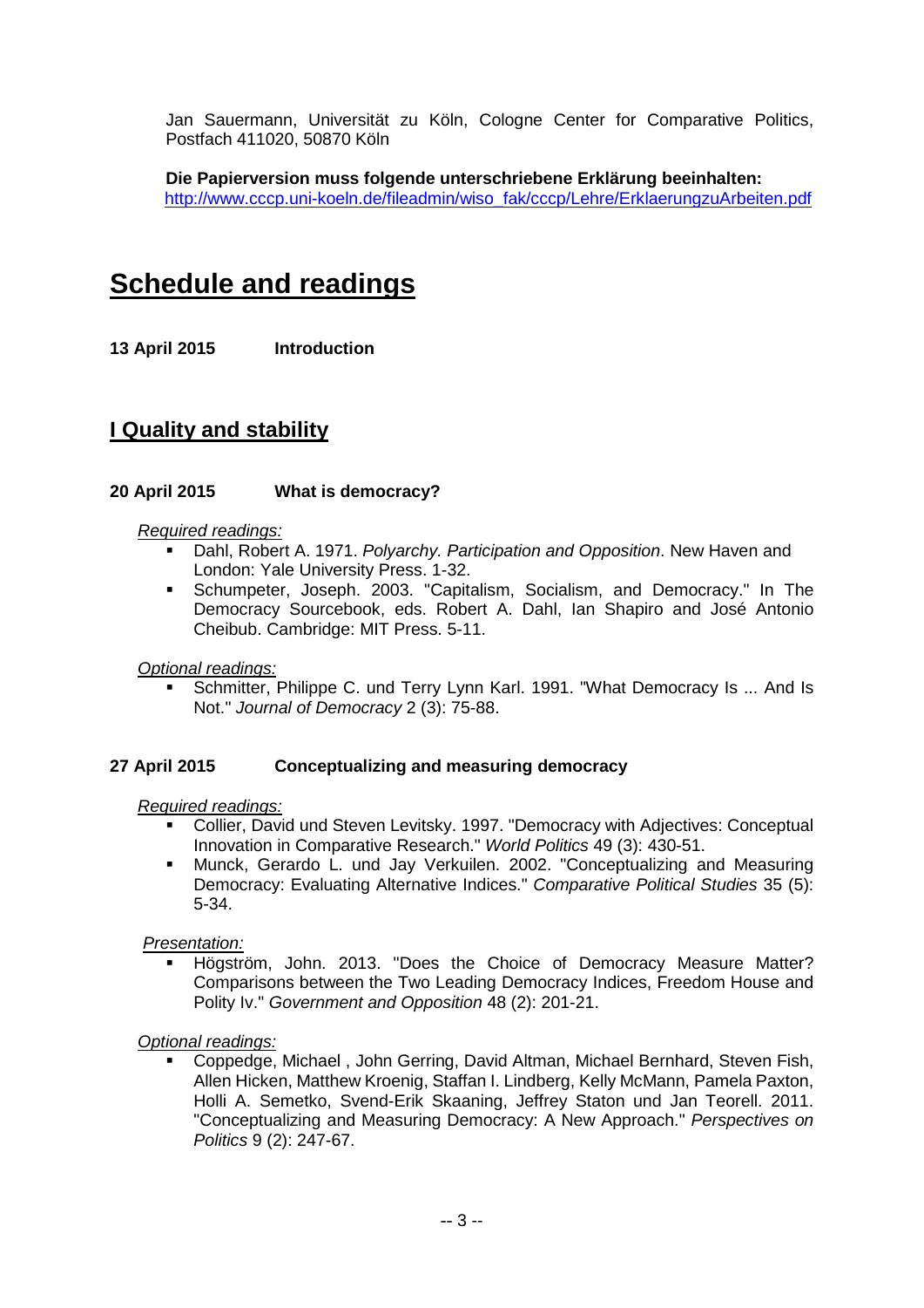Jan Sauermann, Universität zu Köln, Cologne Center for Comparative Politics, Postfach 411020, 50870 Köln

**Die Papierversion muss folgende unterschriebene Erklärung beeinhalten:**
http://www.cccp.uni-koeln.de/fileadmin/wiso_fak/cccp/Lehre/ErklaerungzuArbeiten.pdf

# Schedule and readings

**13 April 2015 Introduction**

## I Quality and stability

### 20 April 2015 What is democracy?

*Required readings:*

- Dahl, Robert A. 1971. *Polyarchy. Participation and Opposition*. New Haven and London: Yale University Press. 1-32.
- Schumpeter, Joseph. 2003. "Capitalism, Socialism, and Democracy." In The Democracy Sourcebook, eds. Robert A. Dahl, Ian Shapiro and José Antonio Cheibub. Cambridge: MIT Press. 5-11.

*Optional readings:*

- Schmitter, Philippe C. und Terry Lynn Karl. 1991. "What Democracy Is ... And Is Not." *Journal of Democracy* 2 (3): 75-88.

### 27 April 2015 Conceptualizing and measuring democracy

*Required readings:*

- Collier, David und Steven Levitsky. 1997. "Democracy with Adjectives: Conceptual Innovation in Comparative Research." *World Politics* 49 (3): 430-51.
- Munck, Gerardo L. und Jay Verkuilen. 2002. "Conceptualizing and Measuring Democracy: Evaluating Alternative Indices." *Comparative Political Studies* 35 (5): 5-34.

*Presentation:*

- Högström, John. 2013. "Does the Choice of Democracy Measure Matter? Comparisons between the Two Leading Democracy Indices, Freedom House and Polity Iv." *Government and Opposition* 48 (2): 201-21.

*Optional readings:*

- Coppedge, Michael , John Gerring, David Altman, Michael Bernhard, Steven Fish, Allen Hicken, Matthew Kroenig, Staffan I. Lindberg, Kelly McMann, Pamela Paxton, Holli A. Semetko, Svend-Erik Skaaning, Jeffrey Staton und Jan Teorell. 2011. "Conceptualizing and Measuring Democracy: A New Approach." *Perspectives on Politics* 9 (2): 247-67.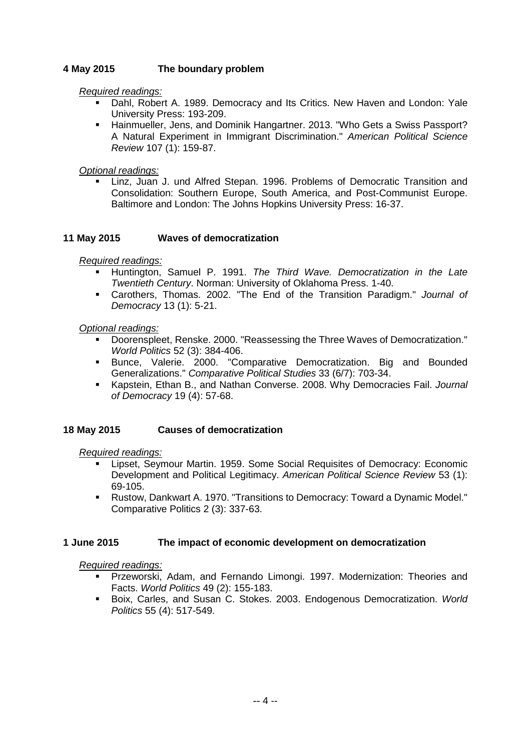**4 May 2015 The boundary problem**

*Required readings:*

- Dahl, Robert A. 1989. Democracy and Its Critics. New Haven and London: Yale University Press: 193-209.
- Hainmueller, Jens, and Dominik Hangartner. 2013. "Who Gets a Swiss Passport? A Natural Experiment in Immigrant Discrimination." *American Political Science Review* 107 (1): 159-87.

*Optional readings:*

- Linz, Juan J. und Alfred Stepan. 1996. Problems of Democratic Transition and Consolidation: Southern Europe, South America, and Post-Communist Europe. Baltimore and London: The Johns Hopkins University Press: 16-37.

**11 May 2015 Waves of democratization**

*Required readings:*

- Huntington, Samuel P. 1991. *The Third Wave. Democratization in the Late Twentieth Century*. Norman: University of Oklahoma Press. 1-40.
- Carothers, Thomas. 2002. "The End of the Transition Paradigm." *Journal of Democracy* 13 (1): 5-21.

*Optional readings:*

- Doorenspleet, Renske. 2000. "Reassessing the Three Waves of Democratization." *World Politics* 52 (3): 384-406.
- Bunce, Valerie. 2000. "Comparative Democratization. Big and Bounded Generalizations." *Comparative Political Studies* 33 (6/7): 703-34.
- Kapstein, Ethan B., and Nathan Converse. 2008. Why Democracies Fail. *Journal of Democracy* 19 (4): 57-68.

**18 May 2015 Causes of democratization**

*Required readings:*

- Lipset, Seymour Martin. 1959. Some Social Requisites of Democracy: Economic Development and Political Legitimacy. *American Political Science Review* 53 (1): 69-105.
- Rustow, Dankwart A. 1970. "Transitions to Democracy: Toward a Dynamic Model." Comparative Politics 2 (3): 337-63.

**1 June 2015 The impact of economic development on democratization**

*Required readings:*

- Przeworski, Adam, and Fernando Limongi. 1997. Modernization: Theories and Facts. *World Politics* 49 (2): 155-183.
- Boix, Carles, and Susan C. Stokes. 2003. Endogenous Democratization. *World Politics* 55 (4): 517-549.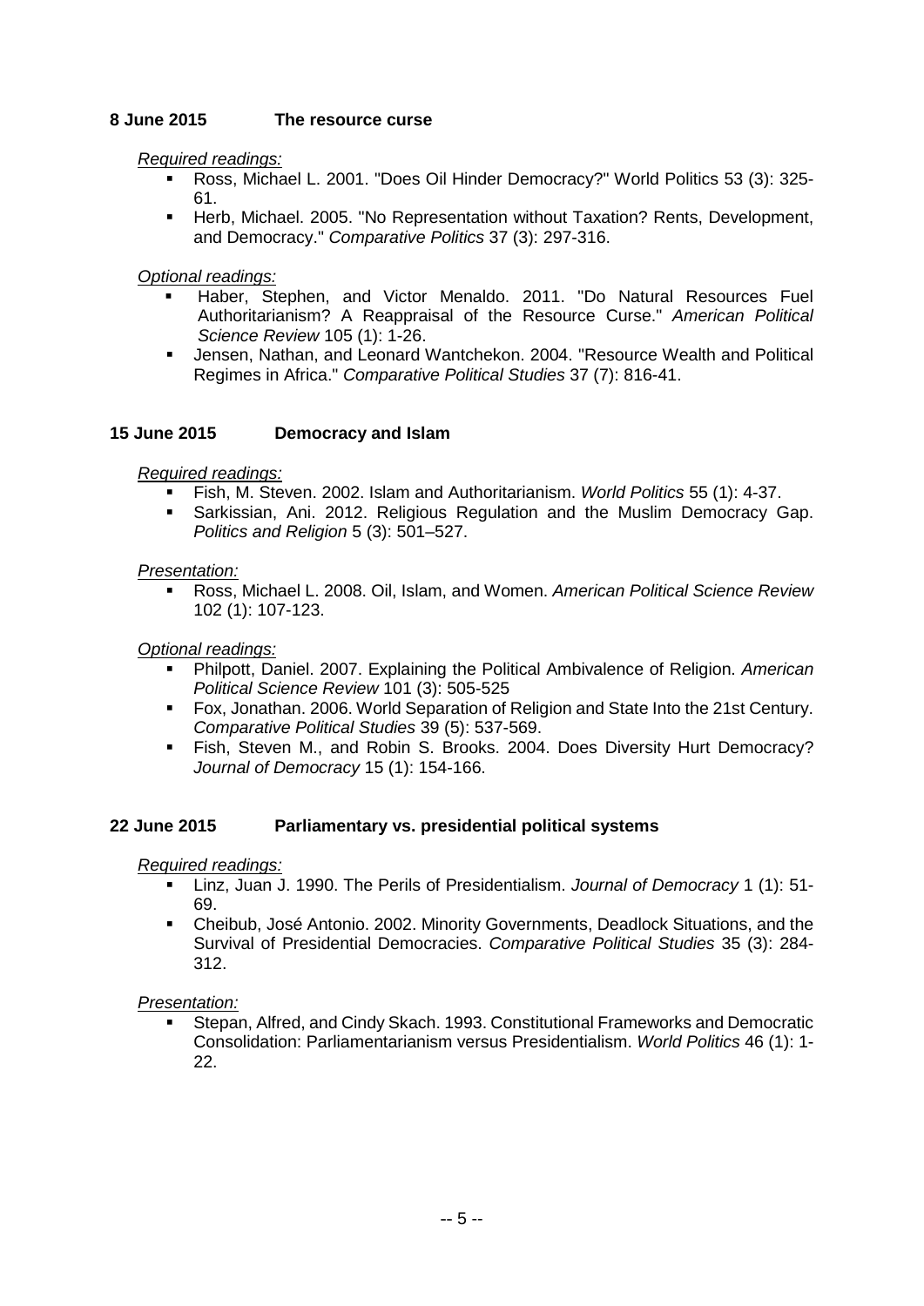**8 June 2015 The resource curse**

*Required readings:*

- Ross, Michael L. 2001. "Does Oil Hinder Democracy?" World Politics 53 (3): 325-61.
- Herb, Michael. 2005. "No Representation without Taxation? Rents, Development, and Democracy." *Comparative Politics* 37 (3): 297-316.

*Optional readings:*

- Haber, Stephen, and Victor Menaldo. 2011. "Do Natural Resources Fuel Authoritarianism? A Reappraisal of the Resource Curse." *American Political Science Review* 105 (1): 1-26.
- Jensen, Nathan, and Leonard Wantchekon. 2004. "Resource Wealth and Political Regimes in Africa." *Comparative Political Studies* 37 (7): 816-41.

**15 June 2015 Democracy and Islam**

*Required readings:*

- Fish, M. Steven. 2002. Islam and Authoritarianism. *World Politics* 55 (1): 4-37.
- Sarkissian, Ani. 2012. Religious Regulation and the Muslim Democracy Gap. *Politics and Religion* 5 (3): 501–527.

*Presentation:*

- Ross, Michael L. 2008. Oil, Islam, and Women. *American Political Science Review* 102 (1): 107-123.

*Optional readings:*

- Philpott, Daniel. 2007. Explaining the Political Ambivalence of Religion. *American Political Science Review* 101 (3): 505-525
- Fox, Jonathan. 2006. World Separation of Religion and State Into the 21st Century. *Comparative Political Studies* 39 (5): 537-569.
- Fish, Steven M., and Robin S. Brooks. 2004. Does Diversity Hurt Democracy? *Journal of Democracy* 15 (1): 154-166.

**22 June 2015 Parliamentary vs. presidential political systems**

*Required readings:*

- Linz, Juan J. 1990. The Perils of Presidentialism. *Journal of Democracy* 1 (1): 51-69.
- Cheibub, José Antonio. 2002. Minority Governments, Deadlock Situations, and the Survival of Presidential Democracies. *Comparative Political Studies* 35 (3): 284-312.

*Presentation:*

- Stepan, Alfred, and Cindy Skach. 1993. Constitutional Frameworks and Democratic Consolidation: Parliamentarianism versus Presidentialism. *World Politics* 46 (1): 1-22.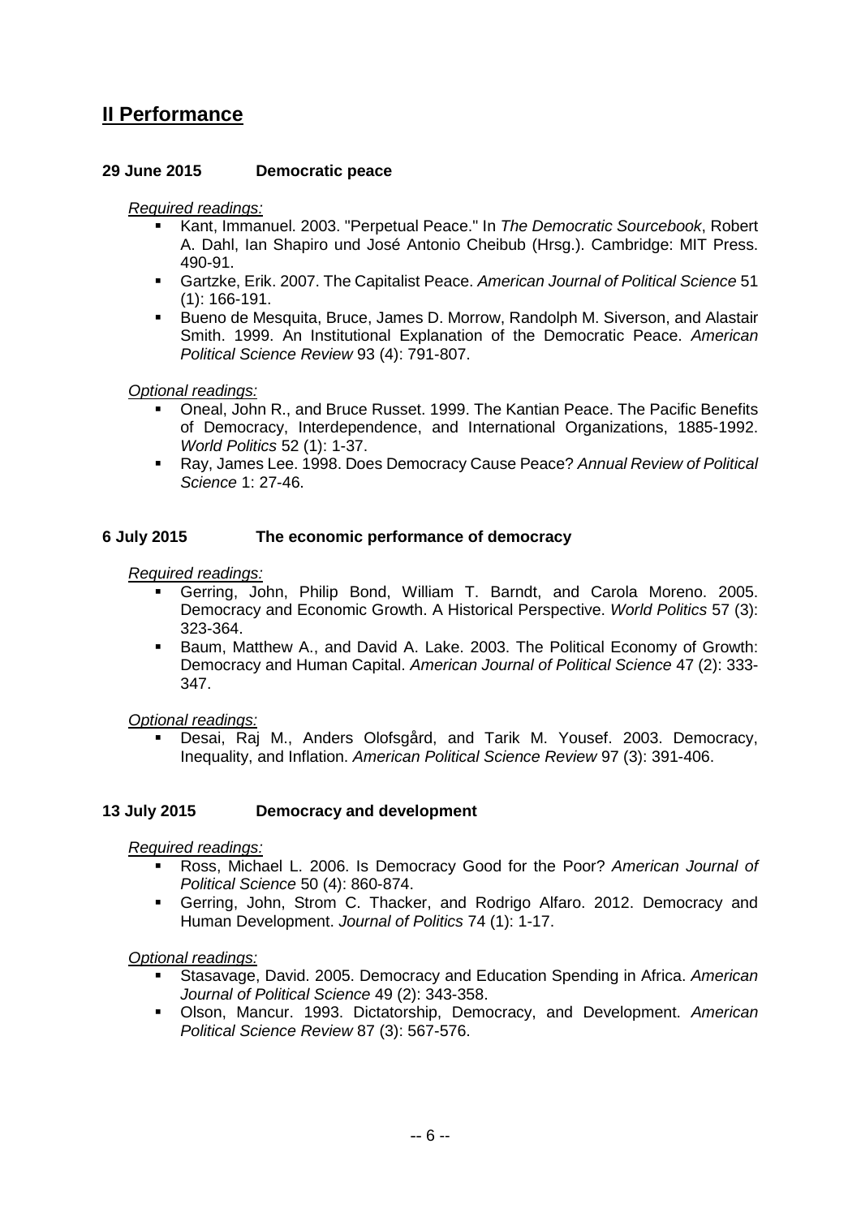## II Performance

**29 June 2015 Democratic peace**

*Required readings:*

- Kant, Immanuel. 2003. "Perpetual Peace." In *The Democratic Sourcebook*, Robert A. Dahl, Ian Shapiro und José Antonio Cheibub (Hrsg.). Cambridge: MIT Press. 490-91.
- Gartzke, Erik. 2007. The Capitalist Peace. *American Journal of Political Science* 51 (1): 166-191.
- Bueno de Mesquita, Bruce, James D. Morrow, Randolph M. Siverson, and Alastair Smith. 1999. An Institutional Explanation of the Democratic Peace. *American Political Science Review* 93 (4): 791-807.

*Optional readings:*

- Oneal, John R., and Bruce Russet. 1999. The Kantian Peace. The Pacific Benefits of Democracy, Interdependence, and International Organizations, 1885-1992. *World Politics* 52 (1): 1-37.
- Ray, James Lee. 1998. Does Democracy Cause Peace? *Annual Review of Political Science* 1: 27-46.

**6 July 2015 The economic performance of democracy**

*Required readings:*

- Gerring, John, Philip Bond, William T. Barndt, and Carola Moreno. 2005. Democracy and Economic Growth. A Historical Perspective. *World Politics* 57 (3): 323-364.
- Baum, Matthew A., and David A. Lake. 2003. The Political Economy of Growth: Democracy and Human Capital. *American Journal of Political Science* 47 (2): 333-347.

*Optional readings:*

- Desai, Raj M., Anders Olofsgård, and Tarik M. Yousef. 2003. Democracy, Inequality, and Inflation. *American Political Science Review* 97 (3): 391-406.

**13 July 2015 Democracy and development**

*Required readings:*

- Ross, Michael L. 2006. Is Democracy Good for the Poor? *American Journal of Political Science* 50 (4): 860-874.
- Gerring, John, Strom C. Thacker, and Rodrigo Alfaro. 2012. Democracy and Human Development. *Journal of Politics* 74 (1): 1-17.

*Optional readings:*

- Stasavage, David. 2005. Democracy and Education Spending in Africa. *American Journal of Political Science* 49 (2): 343-358.
- Olson, Mancur. 1993. Dictatorship, Democracy, and Development. *American Political Science Review* 87 (3): 567-576.